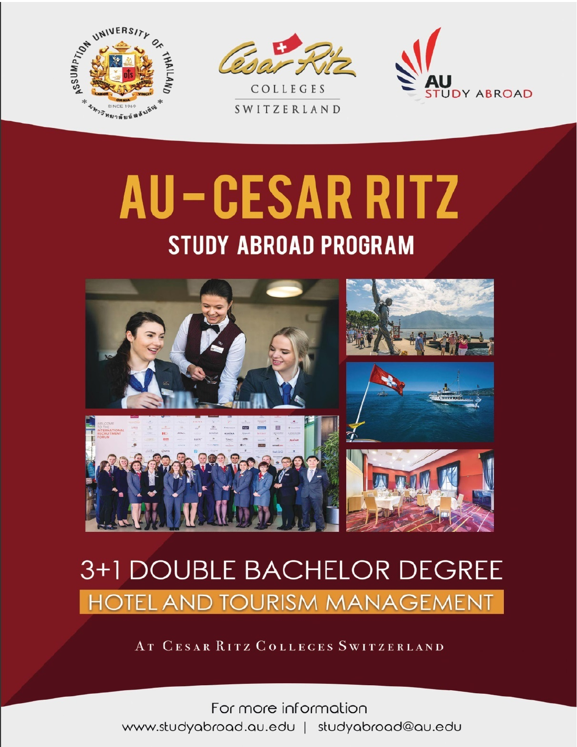# AU-CESAR RITZ

## STUDY ABROAD PROGRAM

## 3+1 DOUBLE BACHELOR DEGREE

## HOTEL AND TOURISM MANAGEMENT

AT CESAR RITZ COLLECES SWITZERLAND

For more information

www.studyabroad.au.edu | studyabroad@au.edu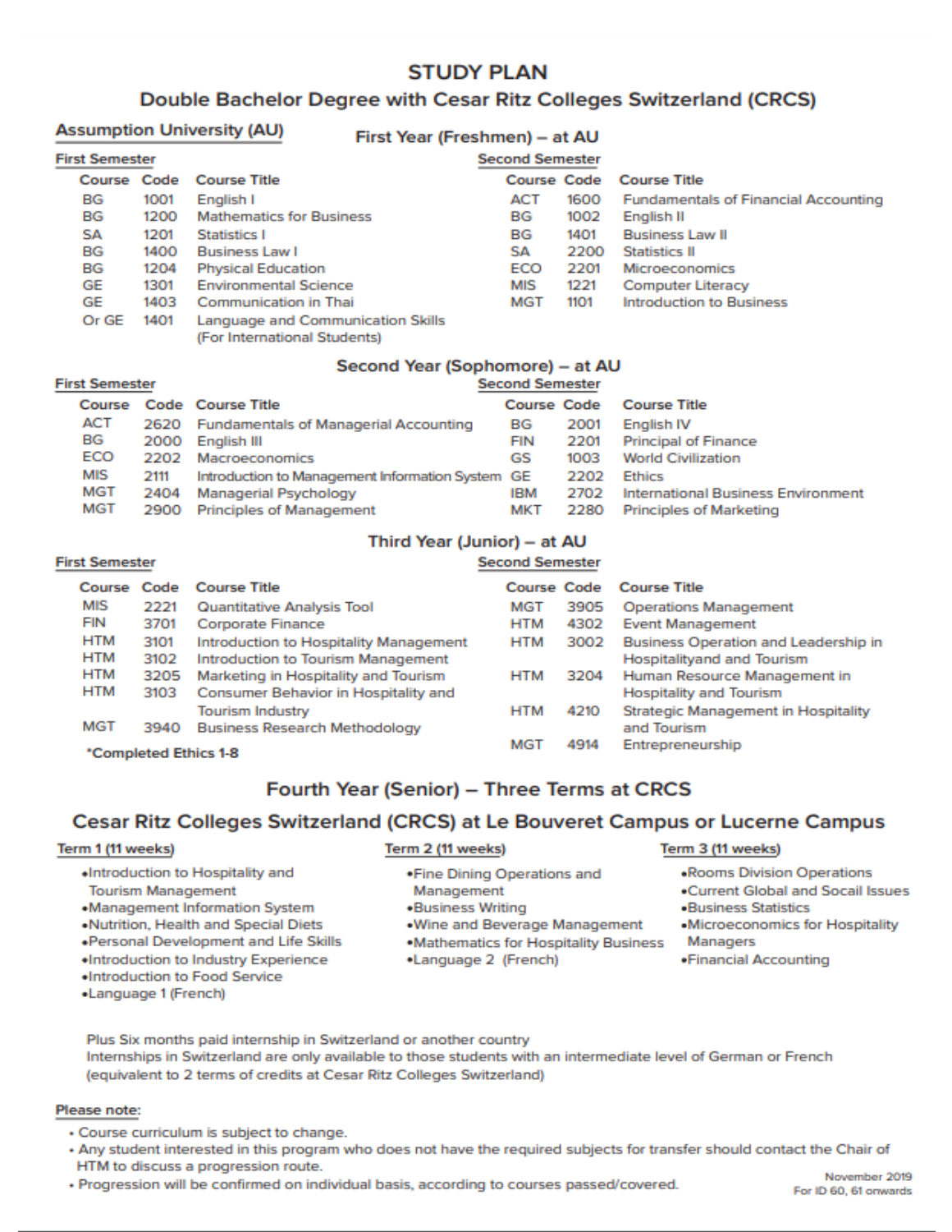# STUDY PLAN

## Double Bachelor Degree with Cesar Ritz Colleges Switzerland (CRCS)

**Assumption University (AU)**

### First Year (Freshmen) – at AU

**First Semester**

| Course | Code | Course Title |
|---|---|---|
| BG | 1001 | English I |
| BG | 1200 | Mathematics for Business |
| SA | 1201 | Statistics I |
| BG | 1400 | Business Law I |
| BG | 1204 | Physical Education |
| GE | 1301 | Environmental Science |
| GE | 1403 | Communication in Thai |
| Or GE | 1401 | Language and Communication Skills (For International Students) |

**Second Semester**

| Course | Code | Course Title |
|---|---|---|
| ACT | 1600 | Fundamentals of Financial Accounting |
| BG | 1002 | English II |
| BG | 1401 | Business Law II |
| SA | 2200 | Statistics II |
| ECO | 2201 | Microeconomics |
| MIS | 1221 | Computer Literacy |
| MGT | 1101 | Introduction to Business |

### Second Year (Sophomore) – at AU

**First Semester**

| Course | Code | Course Title |
|---|---|---|
| ACT | 2620 | Fundamentals of Managerial Accounting |
| BG | 2000 | English III |
| ECO | 2202 | Macroeconomics |
| MIS | 2111 | Introduction to Management Information System |
| MGT | 2404 | Managerial Psychology |
| MGT | 2900 | Principles of Management |

**Second Semester**

| Course | Code | Course Title |
|---|---|---|
| BG | 2001 | English IV |
| FIN | 2201 | Principal of Finance |
| GS | 1003 | World Civilization |
| GE | 2202 | Ethics |
| IBM | 2702 | International Business Environment |
| MKT | 2280 | Principles of Marketing |

### Third Year (Junior) – at AU

**First Semester**

| Course | Code | Course Title |
|---|---|---|
| MIS | 2221 | Quantitative Analysis Tool |
| FIN | 3701 | Corporate Finance |
| HTM | 3101 | Introduction to Hospitality Management |
| HTM | 3102 | Introduction to Tourism Management |
| HTM | 3205 | Marketing in Hospitality and Tourism |
| HTM | 3103 | Consumer Behavior in Hospitality and Tourism Industry |
| MGT | 3940 | Business Research Methodology |

*Completed Ethics 1-8

**Second Semester**

| Course | Code | Course Title |
|---|---|---|
| MGT | 3905 | Operations Management |
| HTM | 4302 | Event Management |
| HTM | 3002 | Business Operation and Leadership in Hospitalityand and Tourism |
| HTM | 3204 | Human Resource Management in Hospitality and Tourism |
| HTM | 4210 | Strategic Management in Hospitality and Tourism |
| MGT | 4914 | Entrepreneurship |

### Fourth Year (Senior) – Three Terms at CRCS

### Cesar Ritz Colleges Switzerland (CRCS) at Le Bouveret Campus or Lucerne Campus

**Term 1 (11 weeks)**

- Introduction to Hospitality and Tourism Management
- Management Information System
- Nutrition, Health and Special Diets
- Personal Development and Life Skills
- Introduction to Industry Experience
- Introduction to Food Service
- Language 1 (French)

**Term 2 (11 weeks)**

- Fine Dining Operations and Management
- Business Writing
- Wine and Beverage Management
- Mathematics for Hospitality Business
- Language 2 (French)

**Term 3 (11 weeks)**

- Rooms Division Operations
- Current Global and Socail Issues
- Business Statistics
- Microeconomics for Hospitality Managers
- Financial Accounting

Plus Six months paid internship in Switzerland or another country
Internships in Switzerland are only available to those students with an intermediate level of German or French (equivalent to 2 terms of credits at Cesar Ritz Colleges Switzerland)

**Please note:**

- Course curriculum is subject to change.
- Any student interested in this program who does not have the required subjects for transfer should contact the Chair of HTM to discuss a progression route.
- Progression will be confirmed on individual basis, according to courses passed/covered.

November 2019
For ID 60, 61 onwards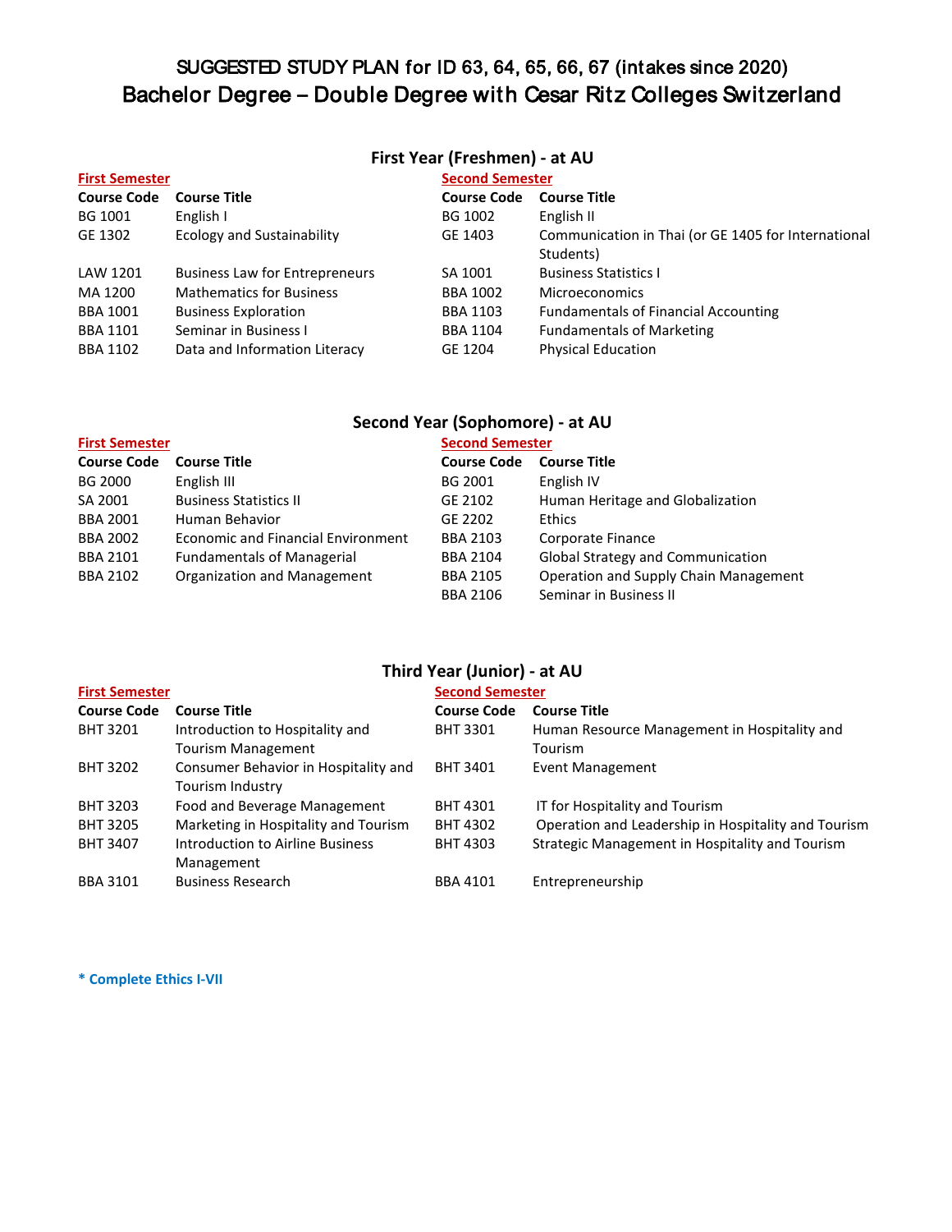# SUGGESTED STUDY PLAN for ID 63, 64, 65, 66, 67 (intakes since 2020)

# Bachelor Degree – Double Degree with Cesar Ritz Colleges Switzerland

## First Year (Freshmen) - at AU

**First Semester**

| Course Code | Course Title |
|---|---|
| BG 1001 | English I |
| GE 1302 | Ecology and Sustainability |
| LAW 1201 | Business Law for Entrepreneurs |
| MA 1200 | Mathematics for Business |
| BBA 1001 | Business Exploration |
| BBA 1101 | Seminar in Business I |
| BBA 1102 | Data and Information Literacy |

**Second Semester**

| Course Code | Course Title |
|---|---|
| BG 1002 | English II |
| GE 1403 | Communication in Thai (or GE 1405 for International Students) |
| SA 1001 | Business Statistics I |
| BBA 1002 | Microeconomics |
| BBA 1103 | Fundamentals of Financial Accounting |
| BBA 1104 | Fundamentals of Marketing |
| GE 1204 | Physical Education |

## Second Year (Sophomore) - at AU

**First Semester**

| Course Code | Course Title |
|---|---|
| BG 2000 | English III |
| SA 2001 | Business Statistics II |
| BBA 2001 | Human Behavior |
| BBA 2002 | Economic and Financial Environment |
| BBA 2101 | Fundamentals of Managerial |
| BBA 2102 | Organization and Management |

**Second Semester**

| Course Code | Course Title |
|---|---|
| BG 2001 | English IV |
| GE 2102 | Human Heritage and Globalization |
| GE 2202 | Ethics |
| BBA 2103 | Corporate Finance |
| BBA 2104 | Global Strategy and Communication |
| BBA 2105 | Operation and Supply Chain Management |
| BBA 2106 | Seminar in Business II |

## Third Year (Junior) - at AU

**First Semester**

| Course Code | Course Title |
|---|---|
| BHT 3201 | Introduction to Hospitality and Tourism Management |
| BHT 3202 | Consumer Behavior in Hospitality and Tourism Industry |
| BHT 3203 | Food and Beverage Management |
| BHT 3205 | Marketing in Hospitality and Tourism |
| BHT 3407 | Introduction to Airline Business Management |
| BBA 3101 | Business Research |

**Second Semester**

| Course Code | Course Title |
|---|---|
| BHT 3301 | Human Resource Management in Hospitality and Tourism |
| BHT 3401 | Event Management |
| BHT 4301 | IT for Hospitality and Tourism |
| BHT 4302 | Operation and Leadership in Hospitality and Tourism |
| BHT 4303 | Strategic Management in Hospitality and Tourism |
| BBA 4101 | Entrepreneurship |

**\* Complete Ethics I-VII**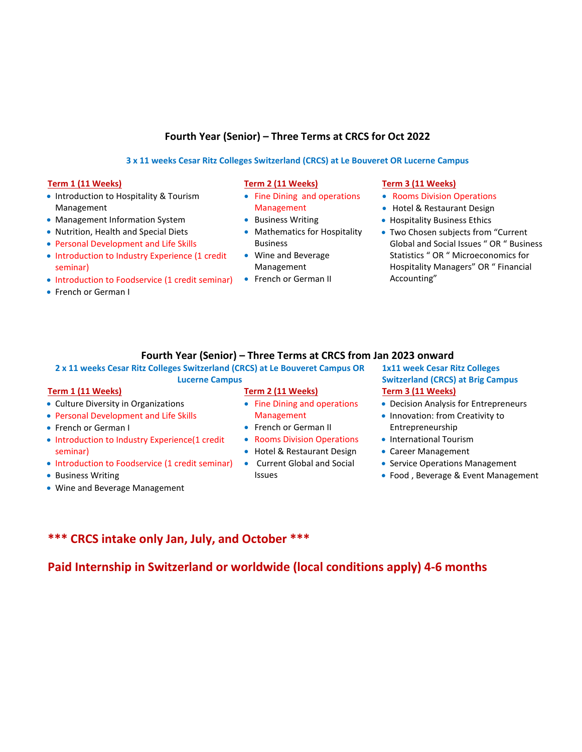## Fourth Year (Senior) – Three Terms at CRCS for Oct 2022

**3 x 11 weeks Cesar Ritz Colleges Switzerland (CRCS) at Le Bouveret OR Lucerne Campus**

**Term 1 (11 Weeks)**

- Introduction to Hospitality & Tourism Management
- Management Information System
- Nutrition, Health and Special Diets
- Personal Development and Life Skills
- Introduction to Industry Experience (1 credit seminar)
- Introduction to Foodservice (1 credit seminar)
- French or German I

**Term 2 (11 Weeks)**

- Fine Dining and operations Management
- Business Writing
- Mathematics for Hospitality Business
- Wine and Beverage Management
- French or German II

**Term 3 (11 Weeks)**

- Rooms Division Operations
- Hotel & Restaurant Design
- Hospitality Business Ethics
- Two Chosen subjects from "Current Global and Social Issues " OR " Business Statistics " OR " Microeconomics for Hospitality Managers" OR " Financial Accounting"

## Fourth Year (Senior) – Three Terms at CRCS from Jan 2023 onward

**2 x 11 weeks Cesar Ritz Colleges Switzerland (CRCS) at Le Bouveret Campus OR Lucerne Campus**

**Term 1 (11 Weeks)**

- Culture Diversity in Organizations
- Personal Development and Life Skills
- French or German I
- Introduction to Industry Experience(1 credit seminar)
- Introduction to Foodservice (1 credit seminar)
- Business Writing
- Wine and Beverage Management

**Term 2 (11 Weeks)**

- Fine Dining and operations Management
- French or German II
- Rooms Division Operations
- Hotel & Restaurant Design
- Current Global and Social Issues

**1x11 week Cesar Ritz Colleges Switzerland (CRCS) at Brig Campus**

**Term 3 (11 Weeks)**

- Decision Analysis for Entrepreneurs
- Innovation: from Creativity to Entrepreneurship
- International Tourism
- Career Management
- Service Operations Management
- Food , Beverage & Event Management

**\*\*\* CRCS intake only Jan, July, and October \*\*\***

**Paid Internship in Switzerland or worldwide (local conditions apply) 4-6 months**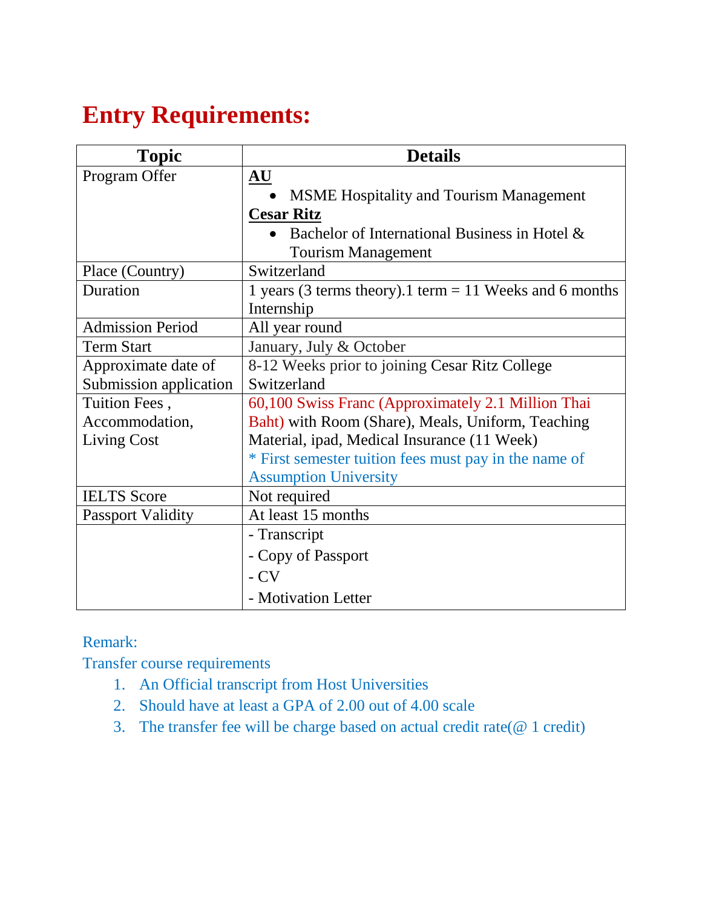# Entry Requirements:

| Topic | Details |
|---|---|
| Program Offer | **AU**<br>• MSME Hospitality and Tourism Management<br>**Cesar Ritz**<br>• Bachelor of International Business in Hotel & Tourism Management |
| Place (Country) | Switzerland |
| Duration | 1 years (3 terms theory).1 term = 11 Weeks and 6 months Internship |
| Admission Period | All year round |
| Term Start | January, July & October |
| Approximate date of Submission application | 8-12 Weeks prior to joining Cesar Ritz College Switzerland |
| Tuition Fees , Accommodation, Living Cost | 60,100 Swiss Franc (Approximately 2.1 Million Thai Baht) with Room (Share), Meals, Uniform, Teaching Material, ipad, Medical Insurance (11 Week)<br>* First semester tuition fees must pay in the name of Assumption University |
| IELTS Score | Not required |
| Passport Validity | At least 15 months |
| | - Transcript<br>- Copy of Passport<br>- CV<br>- Motivation Letter |

Remark:

Transfer course requirements

1. An Official transcript from Host Universities
2. Should have at least a GPA of 2.00 out of 4.00 scale
3. The transfer fee will be charge based on actual credit rate(@ 1 credit)